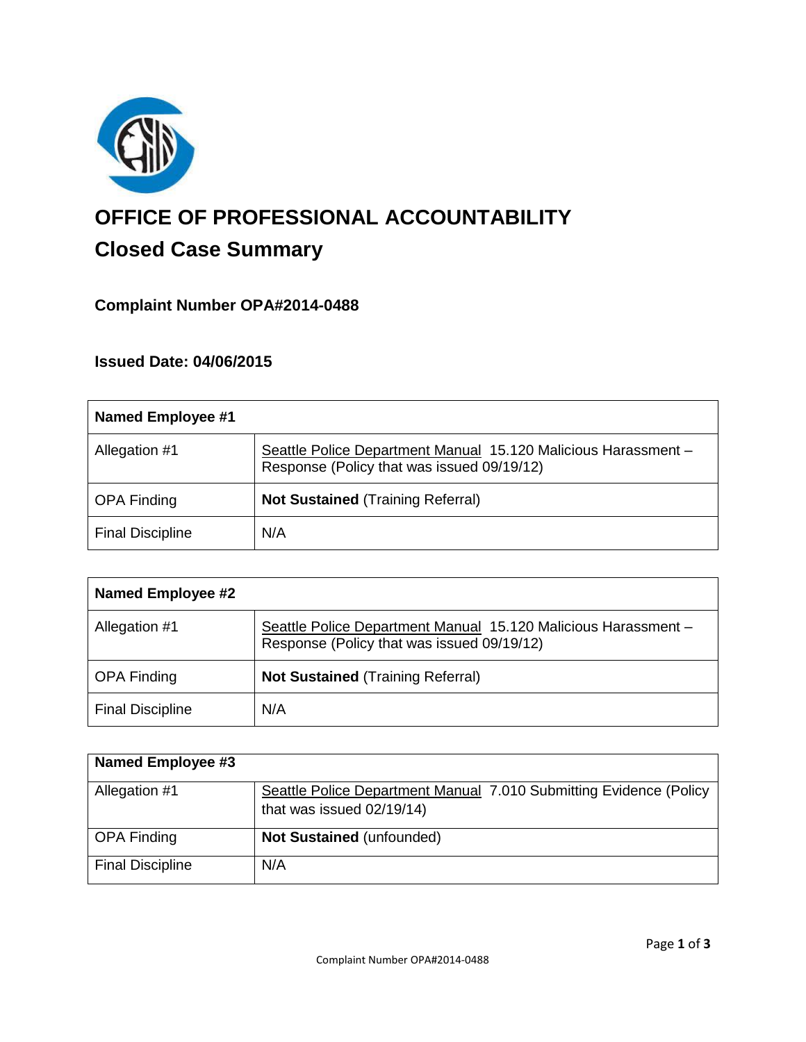# OFFICE OF PROFESSIONAL ACCOUNTABILITY

## Closed Case Summary

### Complaint Number OPA#2014-0488

### Issued Date: 04/06/2015

| Named Employee #1 | |
|---|---|
| Allegation #1 | Seattle Police Department Manual 15.120 Malicious Harassment – Response (Policy that was issued 09/19/12) |
| OPA Finding | **Not Sustained** (Training Referral) |
| Final Discipline | N/A |

| Named Employee #2 | |
|---|---|
| Allegation #1 | Seattle Police Department Manual 15.120 Malicious Harassment – Response (Policy that was issued 09/19/12) |
| OPA Finding | **Not Sustained** (Training Referral) |
| Final Discipline | N/A |

| Named Employee #3 | |
|---|---|
| Allegation #1 | Seattle Police Department Manual 7.010 Submitting Evidence (Policy that was issued 02/19/14) |
| OPA Finding | **Not Sustained** (unfounded) |
| Final Discipline | N/A |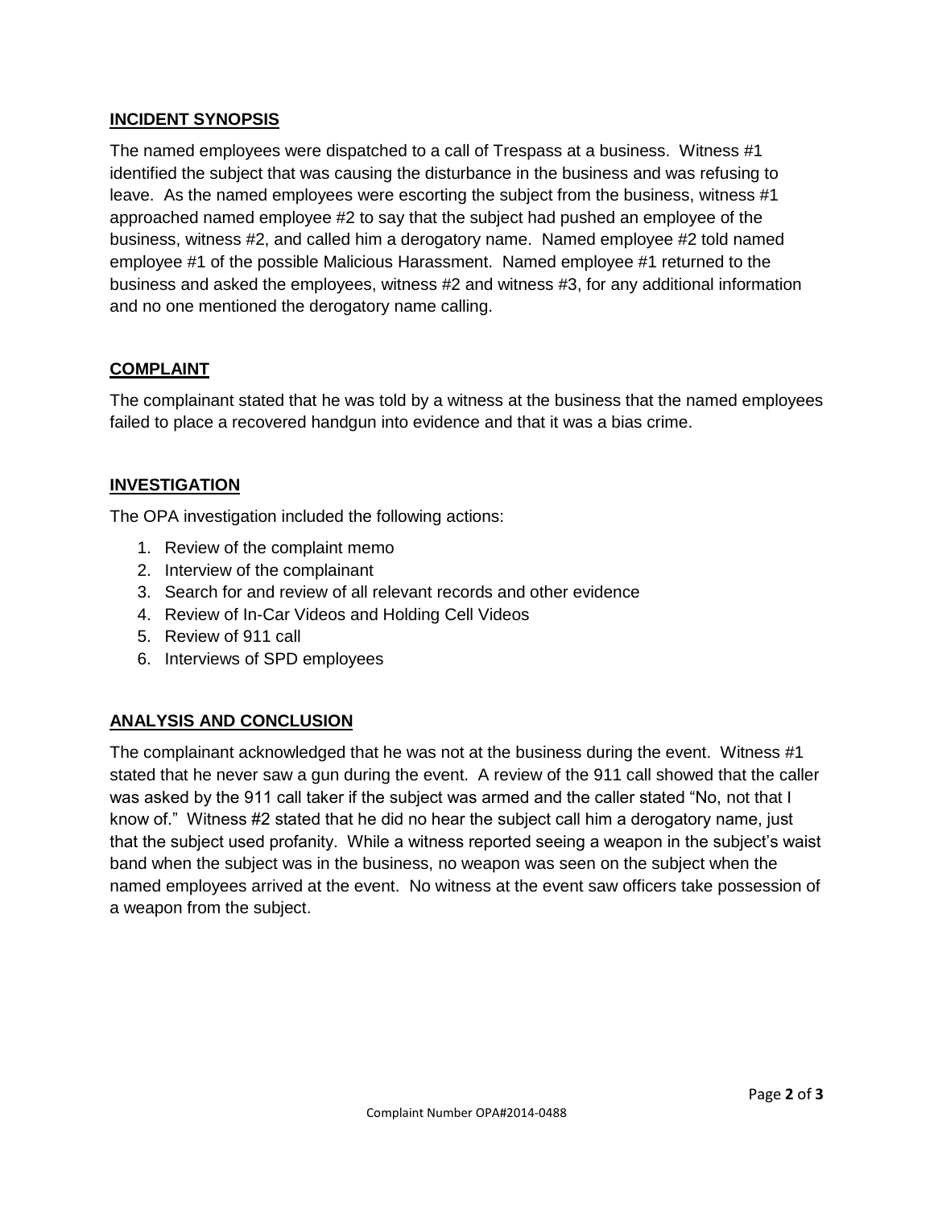## INCIDENT SYNOPSIS

The named employees were dispatched to a call of Trespass at a business. Witness #1 identified the subject that was causing the disturbance in the business and was refusing to leave. As the named employees were escorting the subject from the business, witness #1 approached named employee #2 to say that the subject had pushed an employee of the business, witness #2, and called him a derogatory name. Named employee #2 told named employee #1 of the possible Malicious Harassment. Named employee #1 returned to the business and asked the employees, witness #2 and witness #3, for any additional information and no one mentioned the derogatory name calling.

## COMPLAINT

The complainant stated that he was told by a witness at the business that the named employees failed to place a recovered handgun into evidence and that it was a bias crime.

## INVESTIGATION

The OPA investigation included the following actions:

1. Review of the complaint memo
2. Interview of the complainant
3. Search for and review of all relevant records and other evidence
4. Review of In-Car Videos and Holding Cell Videos
5. Review of 911 call
6. Interviews of SPD employees

## ANALYSIS AND CONCLUSION

The complainant acknowledged that he was not at the business during the event. Witness #1 stated that he never saw a gun during the event. A review of the 911 call showed that the caller was asked by the 911 call taker if the subject was armed and the caller stated "No, not that I know of." Witness #2 stated that he did no hear the subject call him a derogatory name, just that the subject used profanity. While a witness reported seeing a weapon in the subject's waist band when the subject was in the business, no weapon was seen on the subject when the named employees arrived at the event. No witness at the event saw officers take possession of a weapon from the subject.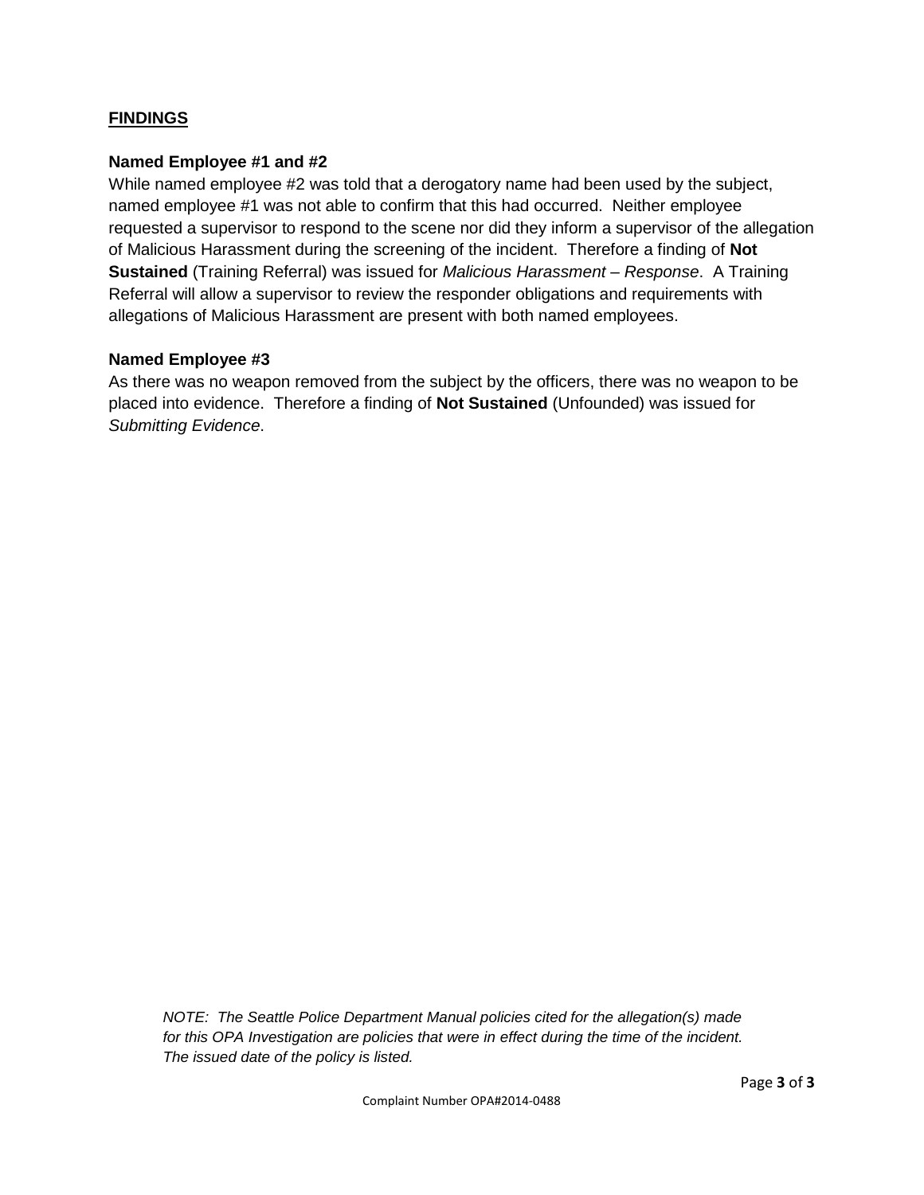## FINDINGS

### Named Employee #1 and #2

While named employee #2 was told that a derogatory name had been used by the subject, named employee #1 was not able to confirm that this had occurred. Neither employee requested a supervisor to respond to the scene nor did they inform a supervisor of the allegation of Malicious Harassment during the screening of the incident. Therefore a finding of **Not Sustained** (Training Referral) was issued for *Malicious Harassment – Response*. A Training Referral will allow a supervisor to review the responder obligations and requirements with allegations of Malicious Harassment are present with both named employees.

### Named Employee #3

As there was no weapon removed from the subject by the officers, there was no weapon to be placed into evidence. Therefore a finding of **Not Sustained** (Unfounded) was issued for *Submitting Evidence*.

*NOTE: The Seattle Police Department Manual policies cited for the allegation(s) made for this OPA Investigation are policies that were in effect during the time of the incident. The issued date of the policy is listed.*

Complaint Number OPA#2014-0488